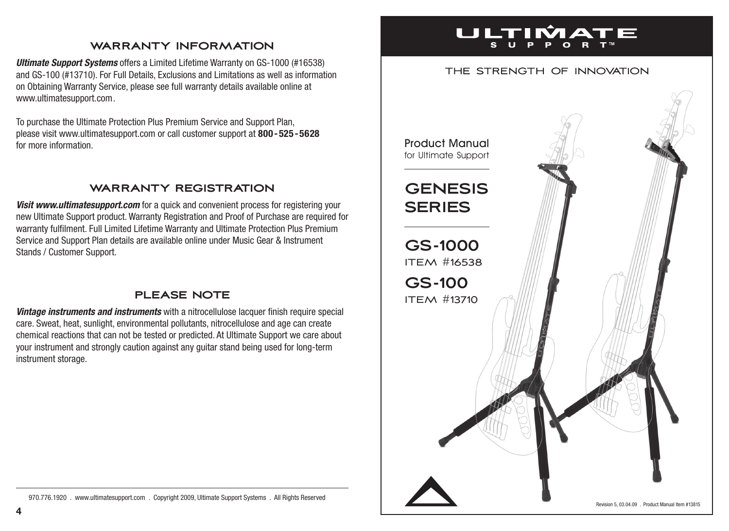## WARRANTY INFORMATION

***Ultimate Support Systems*** offers a Limited Lifetime Warranty on GS-1000 (#16538) and GS-100 (#13710). For Full Details, Exclusions and Limitations as well as information on Obtaining Warranty Service, please see full warranty details available online at www.ultimatesupport.com.

To purchase the Ultimate Protection Plus Premium Service and Support Plan, please visit www.ultimatesupport.com or call customer support at **800-525-5628** for more information.

## WARRANTY REGISTRATION

***Visit www.ultimatesupport.com*** for a quick and convenient process for registering your new Ultimate Support product. Warranty Registration and Proof of Purchase are required for warranty fulfilment. Full Limited Lifetime Warranty and Ultimate Protection Plus Premium Service and Support Plan details are available online under Music Gear & Instrument Stands / Customer Support.

## PLEASE NOTE

***Vintage instruments and instruments*** with a nitrocellulose lacquer finish require special care. Sweat, heat, sunlight, environmental pollutants, nitrocellulose and age can create chemical reactions that can not be tested or predicted. At Ultimate Support we care about your instrument and strongly caution against any guitar stand being used for long-term instrument storage.

970.776.1920 . www.ultimatesupport.com . Copyright 2009, Ultimate Support Systems . All Rights Reserved

# ULTIMATE SUPPORT™

THE STRENGTH OF INNOVATION

Product Manual
for Ultimate Support

# GENESIS SERIES

## GS-1000
ITEM #16538

## GS-100
ITEM #13710

Revision 5, 03.04.09 . Product Manual Item #13815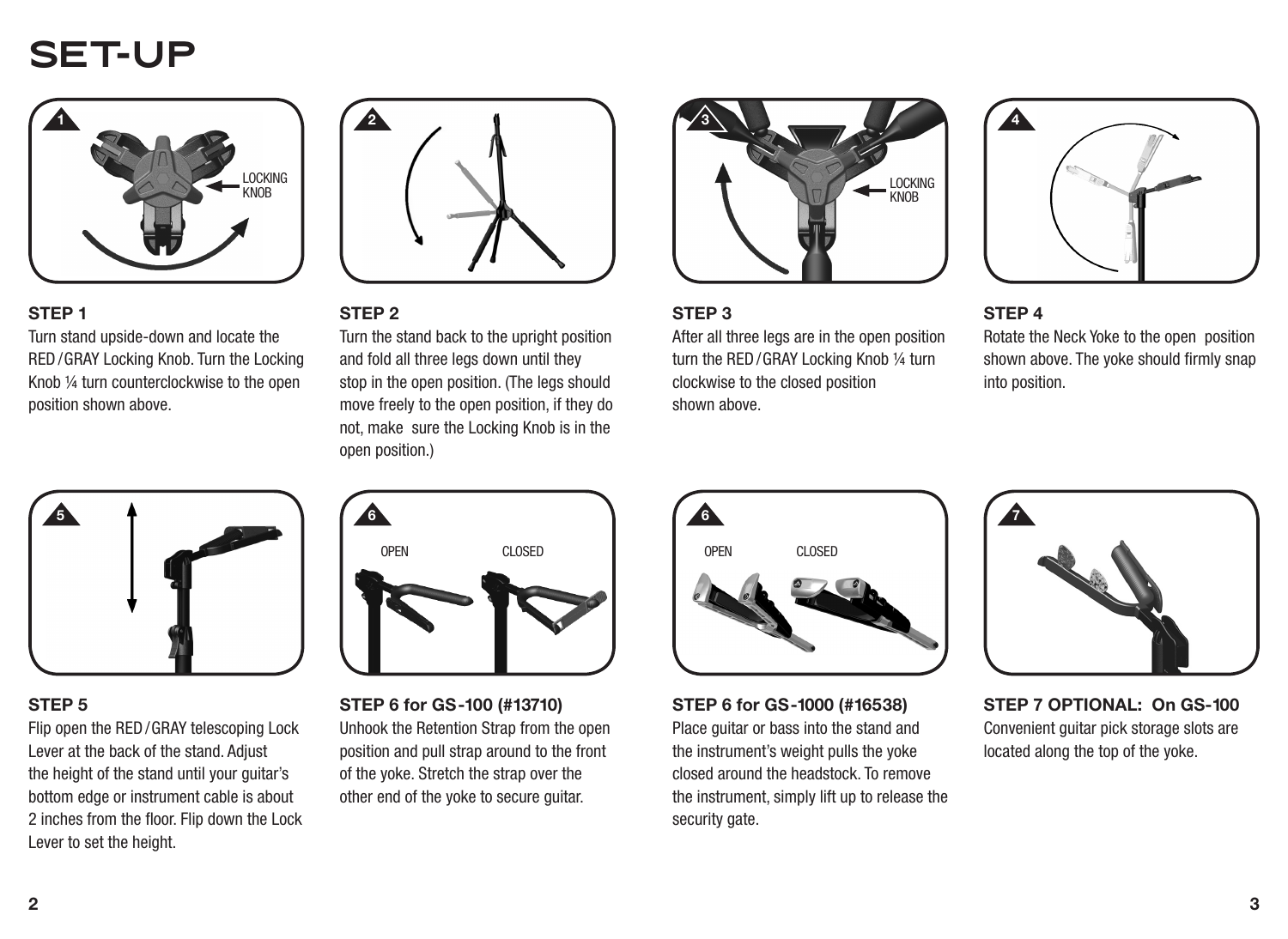# SET-UP

LOCKING KNOB

LOCKING KNOB

### STEP 1

Turn stand upside-down and locate the RED / GRAY Locking Knob. Turn the Locking Knob ¼ turn counterclockwise to the open position shown above.

### STEP 2

Turn the stand back to the upright position and fold all three legs down until they stop in the open position. (The legs should move freely to the open position, if they do not, make sure the Locking Knob is in the open position.)

### STEP 3

After all three legs are in the open position turn the RED / GRAY Locking Knob ¼ turn clockwise to the closed position shown above.

### STEP 4

Rotate the Neck Yoke to the open position shown above. The yoke should firmly snap into position.

OPEN CLOSED

OPEN CLOSED

### STEP 5

Flip open the RED / GRAY telescoping Lock Lever at the back of the stand. Adjust the height of the stand until your guitar's bottom edge or instrument cable is about 2 inches from the floor. Flip down the Lock Lever to set the height.

### STEP 6 for GS-100 (#13710)

Unhook the Retention Strap from the open position and pull strap around to the front of the yoke. Stretch the strap over the other end of the yoke to secure guitar.

### STEP 6 for GS-1000 (#16538)

Place guitar or bass into the stand and the instrument's weight pulls the yoke closed around the headstock. To remove the instrument, simply lift up to release the security gate.

### STEP 7 OPTIONAL: On GS-100

Convenient guitar pick storage slots are located along the top of the yoke.